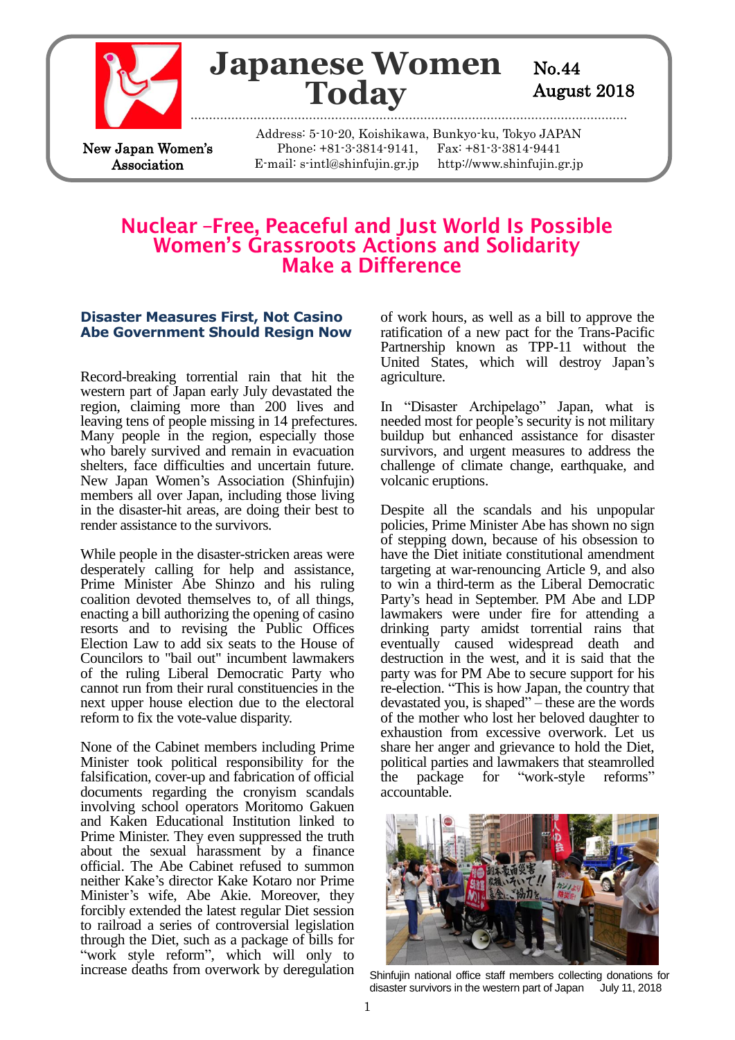# Japanese Women Today

No.44
August 2018

New Japan Women's Association

Address: 5-10-20, Koishikawa, Bunkyo-ku, Tokyo JAPAN
Phone: +81-3-3814-9141, Fax: +81-3-3814-9441
E-mail: s-intl@shinfujin.gr.jp http://www.shinfujin.gr.jp

## Nuclear –Free, Peaceful and Just World Is Possible Women's Grassroots Actions and Solidarity Make a Difference

### Disaster Measures First, Not Casino Abe Government Should Resign Now

Record-breaking torrential rain that hit the western part of Japan early July devastated the region, claiming more than 200 lives and leaving tens of people missing in 14 prefectures. Many people in the region, especially those who barely survived and remain in evacuation shelters, face difficulties and uncertain future. New Japan Women's Association (Shinfujin) members all over Japan, including those living in the disaster-hit areas, are doing their best to render assistance to the survivors.

While people in the disaster-stricken areas were desperately calling for help and assistance, Prime Minister Abe Shinzo and his ruling coalition devoted themselves to, of all things, enacting a bill authorizing the opening of casino resorts and to revising the Public Offices Election Law to add six seats to the House of Councilors to "bail out" incumbent lawmakers of the ruling Liberal Democratic Party who cannot run from their rural constituencies in the next upper house election due to the electoral reform to fix the vote-value disparity.

None of the Cabinet members including Prime Minister took political responsibility for the falsification, cover-up and fabrication of official documents regarding the cronyism scandals involving school operators Moritomo Gakuen and Kaken Educational Institution linked to Prime Minister. They even suppressed the truth about the sexual harassment by a finance official. The Abe Cabinet refused to summon neither Kake's director Kake Kotaro nor Prime Minister's wife, Abe Akie. Moreover, they forcibly extended the latest regular Diet session to railroad a series of controversial legislation through the Diet, such as a package of bills for "work style reform", which will only to increase deaths from overwork by deregulation of work hours, as well as a bill to approve the ratification of a new pact for the Trans-Pacific Partnership known as TPP-11 without the United States, which will destroy Japan's agriculture.

In "Disaster Archipelago" Japan, what is needed most for people's security is not military buildup but enhanced assistance for disaster survivors, and urgent measures to address the challenge of climate change, earthquake, and volcanic eruptions.

Despite all the scandals and his unpopular policies, Prime Minister Abe has shown no sign of stepping down, because of his obsession to have the Diet initiate constitutional amendment targeting at war-renouncing Article 9, and also to win a third-term as the Liberal Democratic Party's head in September. PM Abe and LDP lawmakers were under fire for attending a drinking party amidst torrential rains that eventually caused widespread death and destruction in the west, and it is said that the party was for PM Abe to secure support for his re-election. "This is how Japan, the country that devastated you, is shaped" – these are the words of the mother who lost her beloved daughter to exhaustion from excessive overwork. Let us share her anger and grievance to hold the Diet, political parties and lawmakers that steamrolled the package for "work-style reforms" accountable.

Shinfujin national office staff members collecting donations for disaster survivors in the western part of Japan July 11, 2018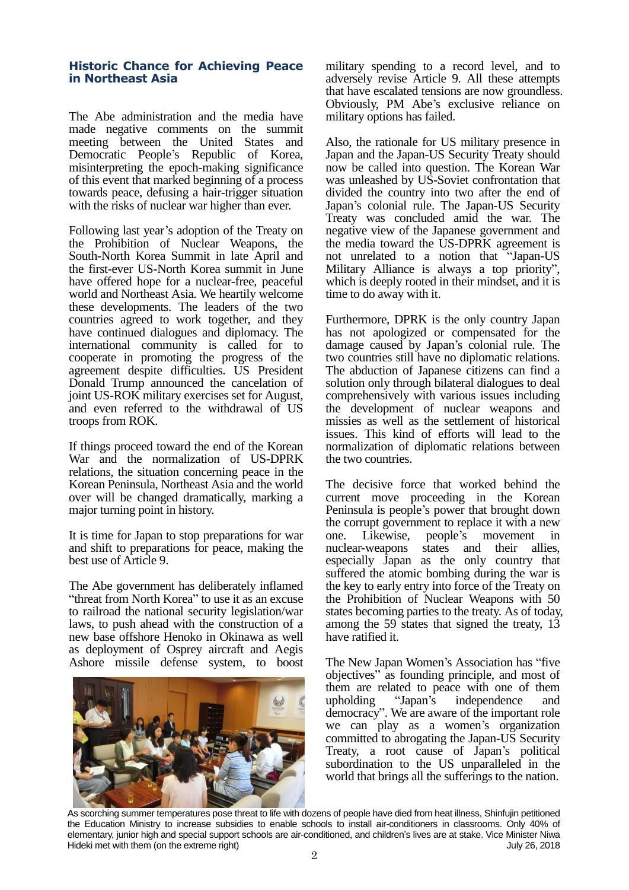## Historic Chance for Achieving Peace in Northeast Asia

The Abe administration and the media have made negative comments on the summit meeting between the United States and Democratic People's Republic of Korea, misinterpreting the epoch-making significance of this event that marked beginning of a process towards peace, defusing a hair-trigger situation with the risks of nuclear war higher than ever.

Following last year's adoption of the Treaty on the Prohibition of Nuclear Weapons, the South-North Korea Summit in late April and the first-ever US-North Korea summit in June have offered hope for a nuclear-free, peaceful world and Northeast Asia. We heartily welcome these developments. The leaders of the two countries agreed to work together, and they have continued dialogues and diplomacy. The international community is called for to cooperate in promoting the progress of the agreement despite difficulties. US President Donald Trump announced the cancelation of joint US-ROK military exercises set for August, and even referred to the withdrawal of US troops from ROK.

If things proceed toward the end of the Korean War and the normalization of US-DPRK relations, the situation concerning peace in the Korean Peninsula, Northeast Asia and the world over will be changed dramatically, marking a major turning point in history.

It is time for Japan to stop preparations for war and shift to preparations for peace, making the best use of Article 9.

The Abe government has deliberately inflamed "threat from North Korea" to use it as an excuse to railroad the national security legislation/war laws, to push ahead with the construction of a new base offshore Henoko in Okinawa as well as deployment of Osprey aircraft and Aegis Ashore missile defense system, to boost military spending to a record level, and to adversely revise Article 9. All these attempts that have escalated tensions are now groundless. Obviously, PM Abe's exclusive reliance on military options has failed.

Also, the rationale for US military presence in Japan and the Japan-US Security Treaty should now be called into question. The Korean War was unleashed by US-Soviet confrontation that divided the country into two after the end of Japan's colonial rule. The Japan-US Security Treaty was concluded amid the war. The negative view of the Japanese government and the media toward the US-DPRK agreement is not unrelated to a notion that "Japan-US Military Alliance is always a top priority", which is deeply rooted in their mindset, and it is time to do away with it.

Furthermore, DPRK is the only country Japan has not apologized or compensated for the damage caused by Japan's colonial rule. The two countries still have no diplomatic relations. The abduction of Japanese citizens can find a solution only through bilateral dialogues to deal comprehensively with various issues including the development of nuclear weapons and missies as well as the settlement of historical issues. This kind of efforts will lead to the normalization of diplomatic relations between the two countries.

The decisive force that worked behind the current move proceeding in the Korean Peninsula is people's power that brought down the corrupt government to replace it with a new one. Likewise, people's movement in nuclear-weapons states and their allies, especially Japan as the only country that suffered the atomic bombing during the war is the key to early entry into force of the Treaty on the Prohibition of Nuclear Weapons with 50 states becoming parties to the treaty. As of today, among the 59 states that signed the treaty, 13 have ratified it.

The New Japan Women's Association has "five objectives" as founding principle, and most of them are related to peace with one of them upholding "Japan's independence and democracy". We are aware of the important role we can play as a women's organization committed to abrogating the Japan-US Security Treaty, a root cause of Japan's political subordination to the US unparalleled in the world that brings all the sufferings to the nation.

As scorching summer temperatures pose threat to life with dozens of people have died from heat illness, Shinfujin petitioned the Education Ministry to increase subsidies to enable schools to install air-conditioners in classrooms. Only 40% of elementary, junior high and special support schools are air-conditioned, and children's lives are at stake. Vice Minister Niwa Hideki met with them (on the extreme right) July 26, 2018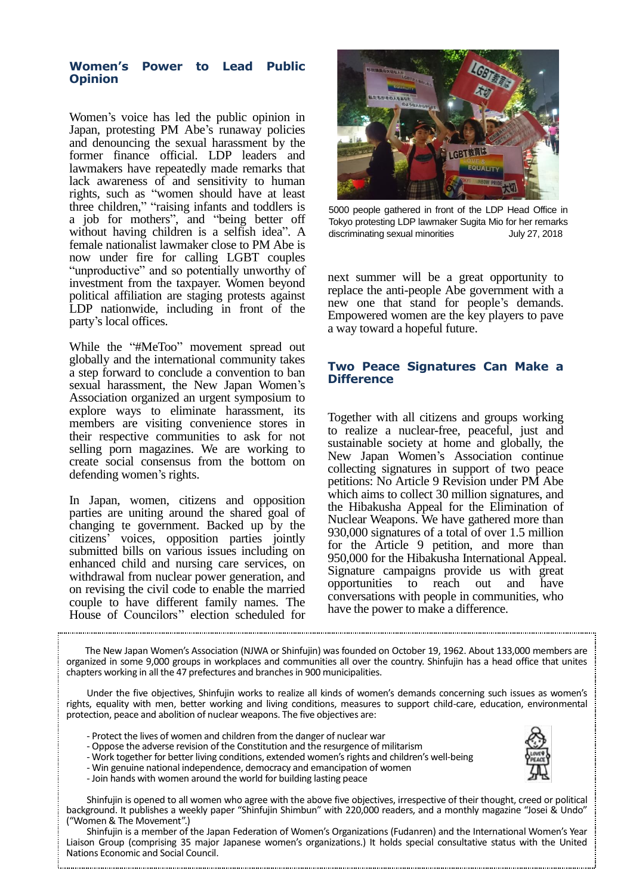## Women's Power to Lead Public Opinion

Women's voice has led the public opinion in Japan, protesting PM Abe's runaway policies and denouncing the sexual harassment by the former finance official. LDP leaders and lawmakers have repeatedly made remarks that lack awareness of and sensitivity to human rights, such as "women should have at least three children," "raising infants and toddlers is a job for mothers", and "being better off without having children is a selfish idea". A female nationalist lawmaker close to PM Abe is now under fire for calling LGBT couples "unproductive" and so potentially unworthy of investment from the taxpayer. Women beyond political affiliation are staging protests against LDP nationwide, including in front of the party's local offices.

While the "#MeToo" movement spread out globally and the international community takes a step forward to conclude a convention to ban sexual harassment, the New Japan Women's Association organized an urgent symposium to explore ways to eliminate harassment, its members are visiting convenience stores in their respective communities to ask for not selling porn magazines. We are working to create social consensus from the bottom on defending women's rights.

In Japan, women, citizens and opposition parties are uniting around the shared goal of changing te government. Backed up by the citizens' voices, opposition parties jointly submitted bills on various issues including on enhanced child and nursing care services, on withdrawal from nuclear power generation, and on revising the civil code to enable the married couple to have different family names. The House of Councilors" election scheduled for next summer will be a great opportunity to replace the anti-people Abe government with a new one that stand for people's demands. Empowered women are the key players to pave a way toward a hopeful future.

5000 people gathered in front of the LDP Head Office in Tokyo protesting LDP lawmaker Sugita Mio for her remarks discriminating sexual minorities July 27, 2018

## Two Peace Signatures Can Make a Difference

Together with all citizens and groups working to realize a nuclear-free, peaceful, just and sustainable society at home and globally, the New Japan Women's Association continue collecting signatures in support of two peace petitions: No Article 9 Revision under PM Abe which aims to collect 30 million signatures, and the Hibakusha Appeal for the Elimination of Nuclear Weapons. We have gathered more than 930,000 signatures of a total of over 1.5 million for the Article 9 petition, and more than 950,000 for the Hibakusha International Appeal. Signature campaigns provide us with great opportunities to reach out and have conversations with people in communities, who have the power to make a difference.

---

The New Japan Women's Association (NJWA or Shinfujin) was founded on October 19, 1962. About 133,000 members are organized in some 9,000 groups in workplaces and communities all over the country. Shinfujin has a head office that unites chapters working in all the 47 prefectures and branches in 900 municipalities.

Under the five objectives, Shinfujin works to realize all kinds of women's demands concerning such issues as women's rights, equality with men, better working and living conditions, measures to support child-care, education, environmental protection, peace and abolition of nuclear weapons. The five objectives are:

- Protect the lives of women and children from the danger of nuclear war
- Oppose the adverse revision of the Constitution and the resurgence of militarism
- Work together for better living conditions, extended women's rights and children's well-being
- Win genuine national independence, democracy and emancipation of women
- Join hands with women around the world for building lasting peace

Shinfujin is opened to all women who agree with the above five objectives, irrespective of their thought, creed or political background. It publishes a weekly paper "Shinfujin Shimbun" with 220,000 readers, and a monthly magazine "Josei & Undo" ("Women & The Movement".)

Shinfujin is a member of the Japan Federation of Women's Organizations (Fudanren) and the International Women's Year Liaison Group (comprising 35 major Japanese women's organizations.) It holds special consultative status with the United Nations Economic and Social Council.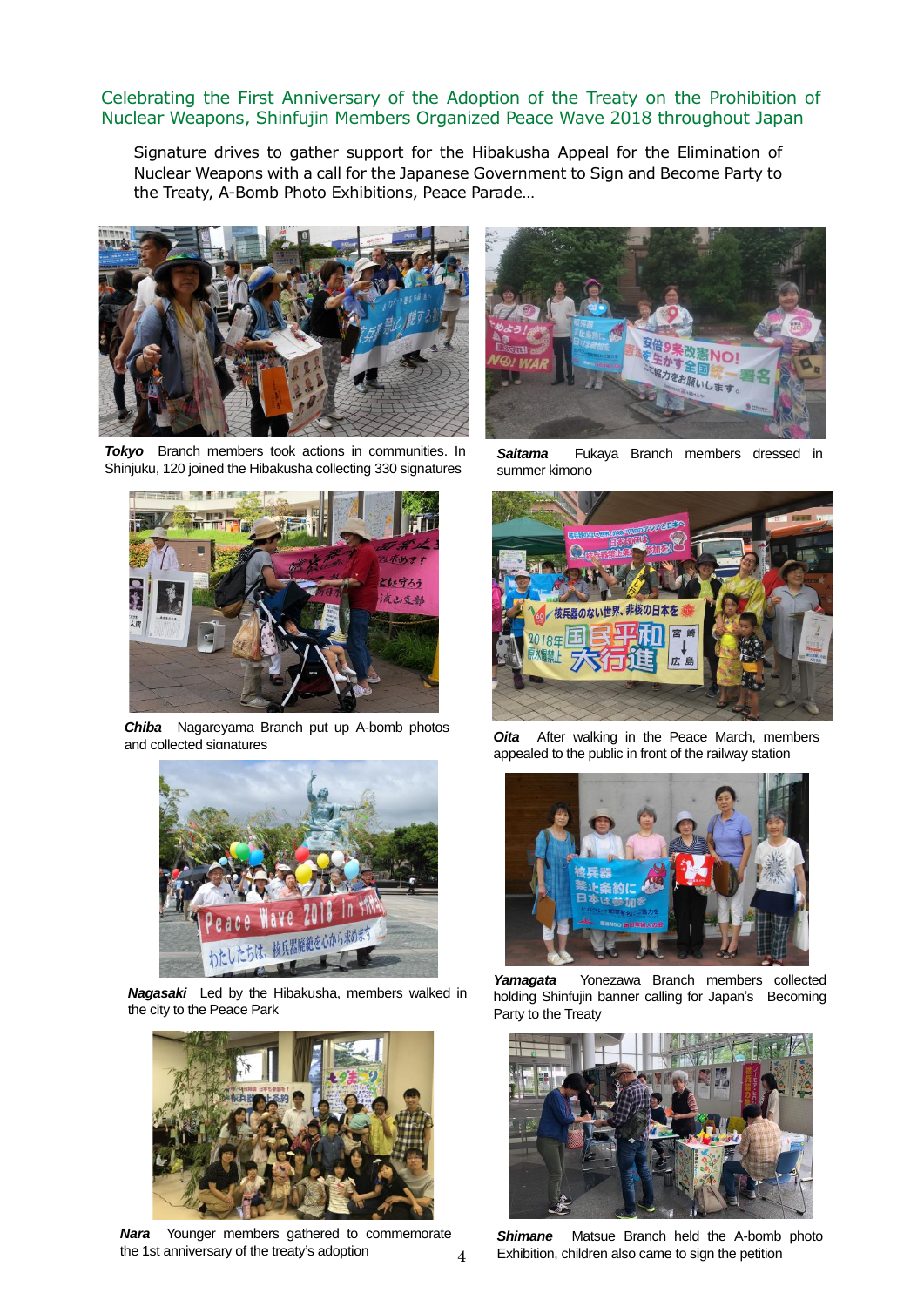## Celebrating the First Anniversary of the Adoption of the Treaty on the Prohibition of Nuclear Weapons, Shinfujin Members Organized Peace Wave 2018 throughout Japan

Signature drives to gather support for the Hibakusha Appeal for the Elimination of Nuclear Weapons with a call for the Japanese Government to Sign and Become Party to the Treaty, A-Bomb Photo Exhibitions, Peace Parade…

***Tokyo*** Branch members took actions in communities. In Shinjuku, 120 joined the Hibakusha collecting 330 signatures

***Saitama*** Fukaya Branch members dressed in summer kimono

***Chiba*** Nagareyama Branch put up A-bomb photos and collected signatures

***Oita*** After walking in the Peace March, members appealed to the public in front of the railway station

***Nagasaki*** Led by the Hibakusha, members walked in the city to the Peace Park

***Yamagata*** Yonezawa Branch members collected holding Shinfujin banner calling for Japan's Becoming Party to the Treaty

***Nara*** Younger members gathered to commemorate the 1st anniversary of the treaty's adoption

***Shimane*** Matsue Branch held the A-bomb photo Exhibition, children also came to sign the petition